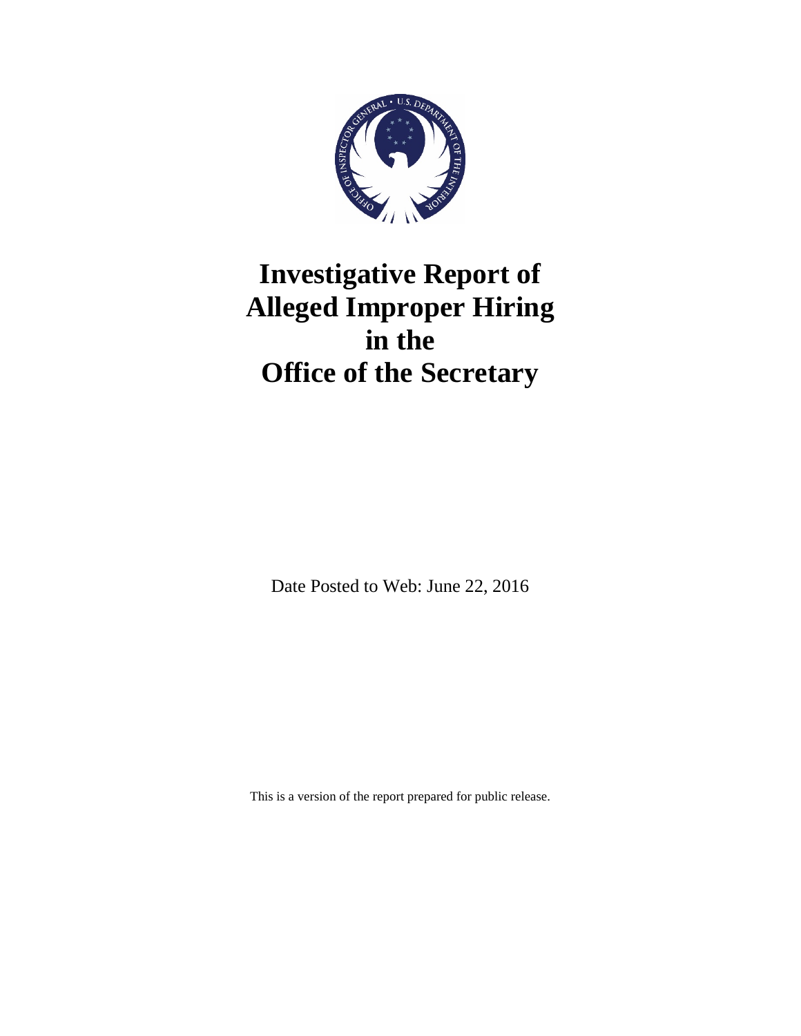# Investigative Report of Alleged Improper Hiring in the Office of the Secretary

Date Posted to Web: June 22, 2016

This is a version of the report prepared for public release.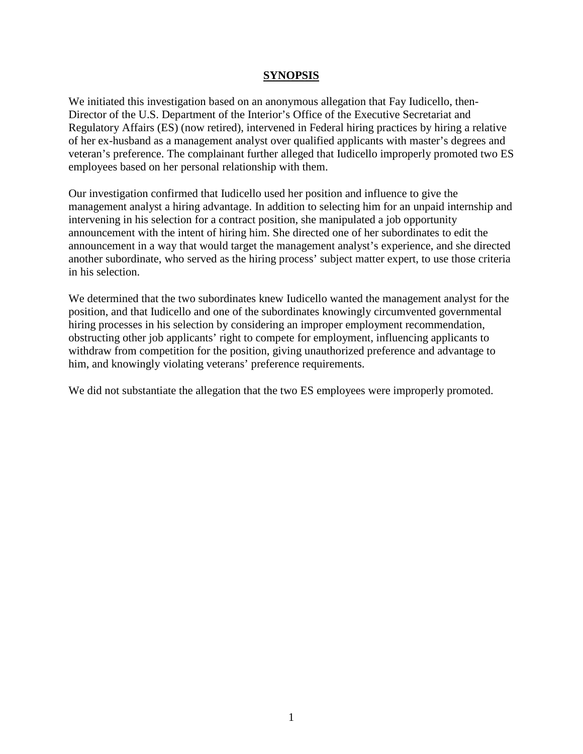## SYNOPSIS

We initiated this investigation based on an anonymous allegation that Fay Iudicello, then-Director of the U.S. Department of the Interior's Office of the Executive Secretariat and Regulatory Affairs (ES) (now retired), intervened in Federal hiring practices by hiring a relative of her ex-husband as a management analyst over qualified applicants with master's degrees and veteran's preference. The complainant further alleged that Iudicello improperly promoted two ES employees based on her personal relationship with them.

Our investigation confirmed that Iudicello used her position and influence to give the management analyst a hiring advantage. In addition to selecting him for an unpaid internship and intervening in his selection for a contract position, she manipulated a job opportunity announcement with the intent of hiring him. She directed one of her subordinates to edit the announcement in a way that would target the management analyst's experience, and she directed another subordinate, who served as the hiring process' subject matter expert, to use those criteria in his selection.

We determined that the two subordinates knew Iudicello wanted the management analyst for the position, and that Iudicello and one of the subordinates knowingly circumvented governmental hiring processes in his selection by considering an improper employment recommendation, obstructing other job applicants' right to compete for employment, influencing applicants to withdraw from competition for the position, giving unauthorized preference and advantage to him, and knowingly violating veterans' preference requirements.

We did not substantiate the allegation that the two ES employees were improperly promoted.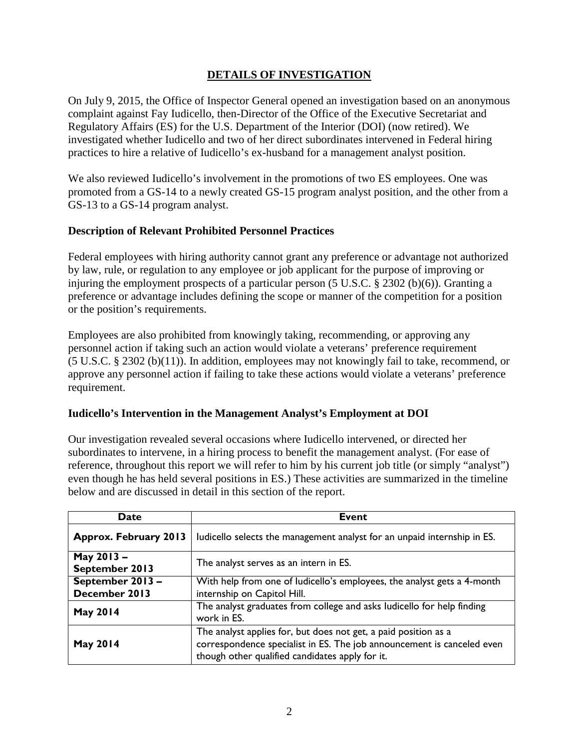## DETAILS OF INVESTIGATION

On July 9, 2015, the Office of Inspector General opened an investigation based on an anonymous complaint against Fay Iudicello, then-Director of the Office of the Executive Secretariat and Regulatory Affairs (ES) for the U.S. Department of the Interior (DOI) (now retired). We investigated whether Iudicello and two of her direct subordinates intervened in Federal hiring practices to hire a relative of Iudicello's ex-husband for a management analyst position.

We also reviewed Iudicello's involvement in the promotions of two ES employees. One was promoted from a GS-14 to a newly created GS-15 program analyst position, and the other from a GS-13 to a GS-14 program analyst.

### Description of Relevant Prohibited Personnel Practices

Federal employees with hiring authority cannot grant any preference or advantage not authorized by law, rule, or regulation to any employee or job applicant for the purpose of improving or injuring the employment prospects of a particular person (5 U.S.C. § 2302 (b)(6)). Granting a preference or advantage includes defining the scope or manner of the competition for a position or the position's requirements.

Employees are also prohibited from knowingly taking, recommending, or approving any personnel action if taking such an action would violate a veterans' preference requirement (5 U.S.C. § 2302 (b)(11)). In addition, employees may not knowingly fail to take, recommend, or approve any personnel action if failing to take these actions would violate a veterans' preference requirement.

### Iudicello's Intervention in the Management Analyst's Employment at DOI

Our investigation revealed several occasions where Iudicello intervened, or directed her subordinates to intervene, in a hiring process to benefit the management analyst. (For ease of reference, throughout this report we will refer to him by his current job title (or simply "analyst") even though he has held several positions in ES.) These activities are summarized in the timeline below and are discussed in detail in this section of the report.

| Date | Event |
|---|---|
| **Approx. February 2013** | Iudicello selects the management analyst for an unpaid internship in ES. |
| **May 2013 – September 2013** | The analyst serves as an intern in ES. |
| **September 2013 – December 2013** | With help from one of Iudicello's employees, the analyst gets a 4-month internship on Capitol Hill. |
| **May 2014** | The analyst graduates from college and asks Iudicello for help finding work in ES. |
| **May 2014** | The analyst applies for, but does not get, a paid position as a correspondence specialist in ES. The job announcement is canceled even though other qualified candidates apply for it. |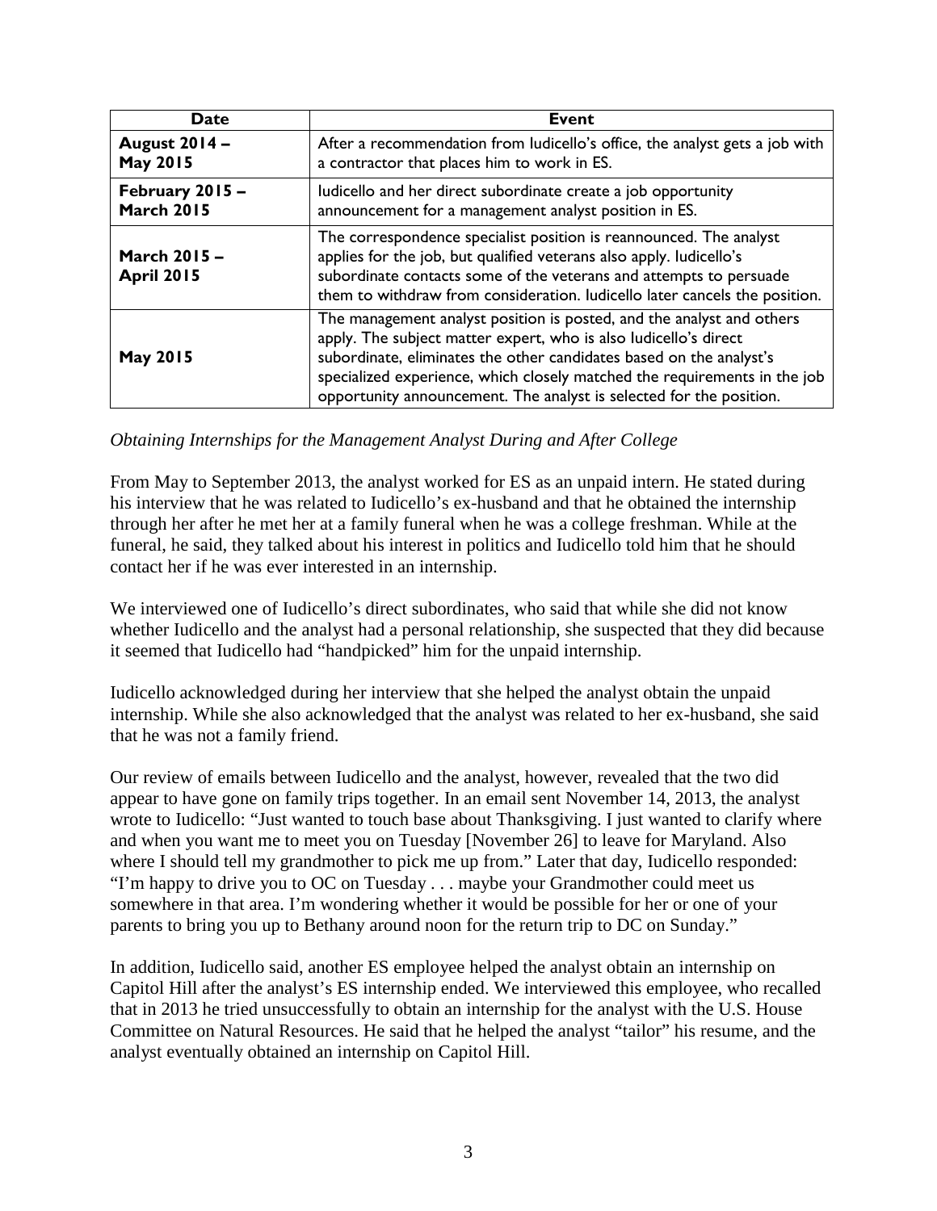| Date | Event |
| --- | --- |
| **August 2014 – May 2015** | After a recommendation from Iudicello's office, the analyst gets a job with a contractor that places him to work in ES. |
| **February 2015 – March 2015** | Iudicello and her direct subordinate create a job opportunity announcement for a management analyst position in ES. |
| **March 2015 – April 2015** | The correspondence specialist position is reannounced. The analyst applies for the job, but qualified veterans also apply. Iudicello's subordinate contacts some of the veterans and attempts to persuade them to withdraw from consideration. Iudicello later cancels the position. |
| **May 2015** | The management analyst position is posted, and the analyst and others apply. The subject matter expert, who is also Iudicello's direct subordinate, eliminates the other candidates based on the analyst's specialized experience, which closely matched the requirements in the job opportunity announcement. The analyst is selected for the position. |

*Obtaining Internships for the Management Analyst During and After College*

From May to September 2013, the analyst worked for ES as an unpaid intern. He stated during his interview that he was related to Iudicello's ex-husband and that he obtained the internship through her after he met her at a family funeral when he was a college freshman. While at the funeral, he said, they talked about his interest in politics and Iudicello told him that he should contact her if he was ever interested in an internship.

We interviewed one of Iudicello's direct subordinates, who said that while she did not know whether Iudicello and the analyst had a personal relationship, she suspected that they did because it seemed that Iudicello had "handpicked" him for the unpaid internship.

Iudicello acknowledged during her interview that she helped the analyst obtain the unpaid internship. While she also acknowledged that the analyst was related to her ex-husband, she said that he was not a family friend.

Our review of emails between Iudicello and the analyst, however, revealed that the two did appear to have gone on family trips together. In an email sent November 14, 2013, the analyst wrote to Iudicello: "Just wanted to touch base about Thanksgiving. I just wanted to clarify where and when you want me to meet you on Tuesday [November 26] to leave for Maryland. Also where I should tell my grandmother to pick me up from." Later that day, Iudicello responded: "I'm happy to drive you to OC on Tuesday . . . maybe your Grandmother could meet us somewhere in that area. I'm wondering whether it would be possible for her or one of your parents to bring you up to Bethany around noon for the return trip to DC on Sunday."

In addition, Iudicello said, another ES employee helped the analyst obtain an internship on Capitol Hill after the analyst's ES internship ended. We interviewed this employee, who recalled that in 2013 he tried unsuccessfully to obtain an internship for the analyst with the U.S. House Committee on Natural Resources. He said that he helped the analyst "tailor" his resume, and the analyst eventually obtained an internship on Capitol Hill.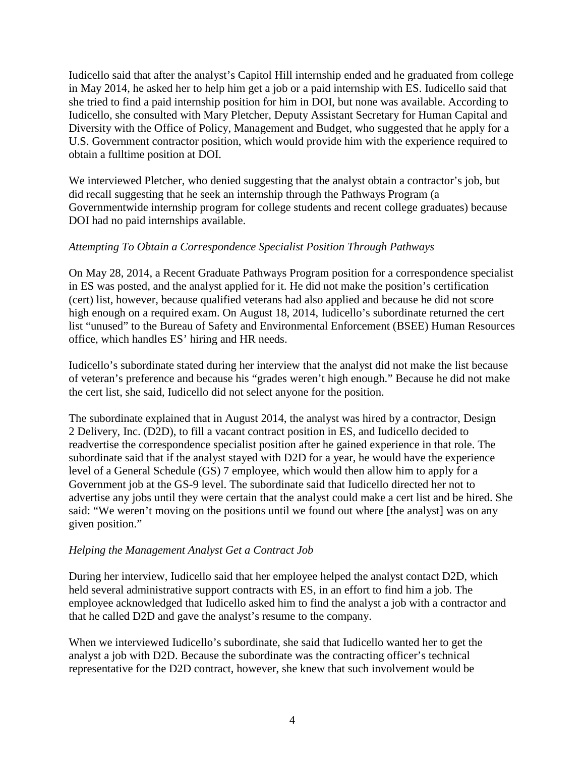Iudicello said that after the analyst's Capitol Hill internship ended and he graduated from college in May 2014, he asked her to help him get a job or a paid internship with ES. Iudicello said that she tried to find a paid internship position for him in DOI, but none was available. According to Iudicello, she consulted with Mary Pletcher, Deputy Assistant Secretary for Human Capital and Diversity with the Office of Policy, Management and Budget, who suggested that he apply for a U.S. Government contractor position, which would provide him with the experience required to obtain a fulltime position at DOI.

We interviewed Pletcher, who denied suggesting that the analyst obtain a contractor's job, but did recall suggesting that he seek an internship through the Pathways Program (a Governmentwide internship program for college students and recent college graduates) because DOI had no paid internships available.

*Attempting To Obtain a Correspondence Specialist Position Through Pathways*

On May 28, 2014, a Recent Graduate Pathways Program position for a correspondence specialist in ES was posted, and the analyst applied for it. He did not make the position's certification (cert) list, however, because qualified veterans had also applied and because he did not score high enough on a required exam. On August 18, 2014, Iudicello's subordinate returned the cert list "unused" to the Bureau of Safety and Environmental Enforcement (BSEE) Human Resources office, which handles ES' hiring and HR needs.

Iudicello's subordinate stated during her interview that the analyst did not make the list because of veteran's preference and because his "grades weren't high enough." Because he did not make the cert list, she said, Iudicello did not select anyone for the position.

The subordinate explained that in August 2014, the analyst was hired by a contractor, Design 2 Delivery, Inc. (D2D), to fill a vacant contract position in ES, and Iudicello decided to readvertise the correspondence specialist position after he gained experience in that role. The subordinate said that if the analyst stayed with D2D for a year, he would have the experience level of a General Schedule (GS) 7 employee, which would then allow him to apply for a Government job at the GS-9 level. The subordinate said that Iudicello directed her not to advertise any jobs until they were certain that the analyst could make a cert list and be hired. She said: "We weren't moving on the positions until we found out where [the analyst] was on any given position."

*Helping the Management Analyst Get a Contract Job*

During her interview, Iudicello said that her employee helped the analyst contact D2D, which held several administrative support contracts with ES, in an effort to find him a job. The employee acknowledged that Iudicello asked him to find the analyst a job with a contractor and that he called D2D and gave the analyst's resume to the company.

When we interviewed Iudicello's subordinate, she said that Iudicello wanted her to get the analyst a job with D2D. Because the subordinate was the contracting officer's technical representative for the D2D contract, however, she knew that such involvement would be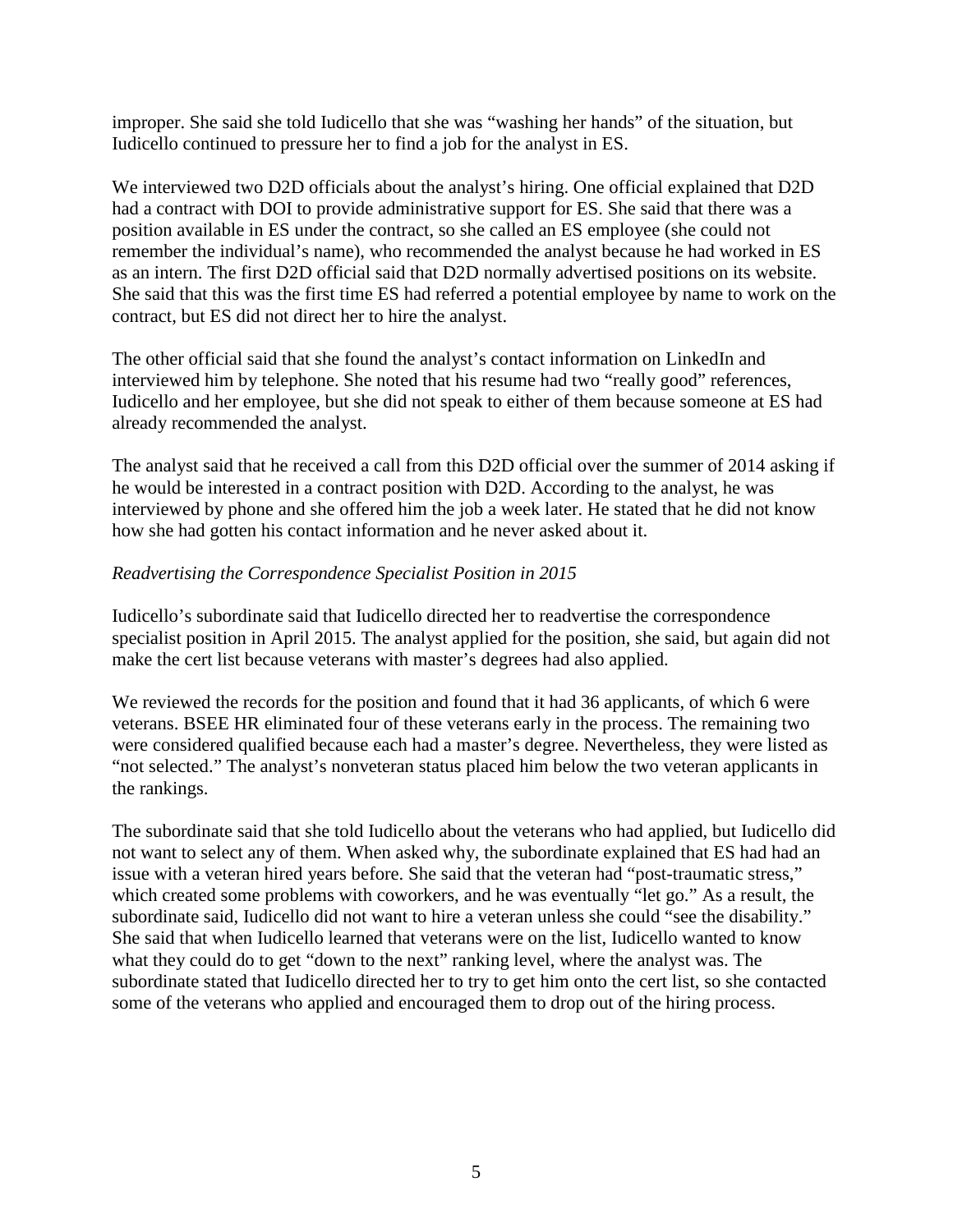improper. She said she told Iudicello that she was "washing her hands" of the situation, but Iudicello continued to pressure her to find a job for the analyst in ES.

We interviewed two D2D officials about the analyst's hiring. One official explained that D2D had a contract with DOI to provide administrative support for ES. She said that there was a position available in ES under the contract, so she called an ES employee (she could not remember the individual's name), who recommended the analyst because he had worked in ES as an intern. The first D2D official said that D2D normally advertised positions on its website. She said that this was the first time ES had referred a potential employee by name to work on the contract, but ES did not direct her to hire the analyst.

The other official said that she found the analyst's contact information on LinkedIn and interviewed him by telephone. She noted that his resume had two "really good" references, Iudicello and her employee, but she did not speak to either of them because someone at ES had already recommended the analyst.

The analyst said that he received a call from this D2D official over the summer of 2014 asking if he would be interested in a contract position with D2D. According to the analyst, he was interviewed by phone and she offered him the job a week later. He stated that he did not know how she had gotten his contact information and he never asked about it.

*Readvertising the Correspondence Specialist Position in 2015*

Iudicello's subordinate said that Iudicello directed her to readvertise the correspondence specialist position in April 2015. The analyst applied for the position, she said, but again did not make the cert list because veterans with master's degrees had also applied.

We reviewed the records for the position and found that it had 36 applicants, of which 6 were veterans. BSEE HR eliminated four of these veterans early in the process. The remaining two were considered qualified because each had a master's degree. Nevertheless, they were listed as "not selected." The analyst's nonveteran status placed him below the two veteran applicants in the rankings.

The subordinate said that she told Iudicello about the veterans who had applied, but Iudicello did not want to select any of them. When asked why, the subordinate explained that ES had had an issue with a veteran hired years before. She said that the veteran had "post-traumatic stress," which created some problems with coworkers, and he was eventually "let go." As a result, the subordinate said, Iudicello did not want to hire a veteran unless she could "see the disability." She said that when Iudicello learned that veterans were on the list, Iudicello wanted to know what they could do to get "down to the next" ranking level, where the analyst was. The subordinate stated that Iudicello directed her to try to get him onto the cert list, so she contacted some of the veterans who applied and encouraged them to drop out of the hiring process.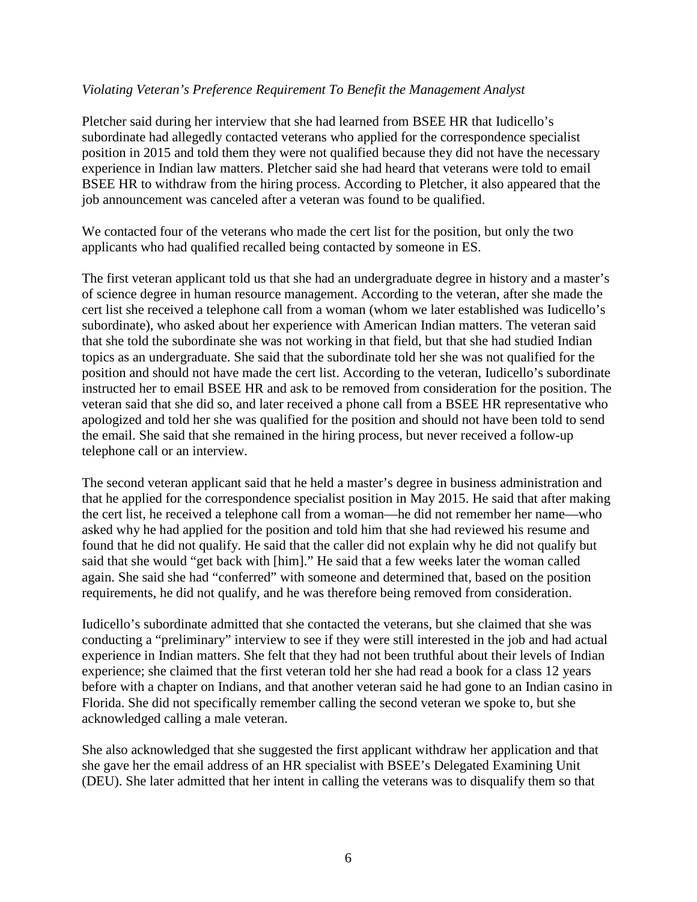*Violating Veteran's Preference Requirement To Benefit the Management Analyst*

Pletcher said during her interview that she had learned from BSEE HR that Iudicello's subordinate had allegedly contacted veterans who applied for the correspondence specialist position in 2015 and told them they were not qualified because they did not have the necessary experience in Indian law matters. Pletcher said she had heard that veterans were told to email BSEE HR to withdraw from the hiring process. According to Pletcher, it also appeared that the job announcement was canceled after a veteran was found to be qualified.

We contacted four of the veterans who made the cert list for the position, but only the two applicants who had qualified recalled being contacted by someone in ES.

The first veteran applicant told us that she had an undergraduate degree in history and a master's of science degree in human resource management. According to the veteran, after she made the cert list she received a telephone call from a woman (whom we later established was Iudicello's subordinate), who asked about her experience with American Indian matters. The veteran said that she told the subordinate she was not working in that field, but that she had studied Indian topics as an undergraduate. She said that the subordinate told her she was not qualified for the position and should not have made the cert list. According to the veteran, Iudicello's subordinate instructed her to email BSEE HR and ask to be removed from consideration for the position. The veteran said that she did so, and later received a phone call from a BSEE HR representative who apologized and told her she was qualified for the position and should not have been told to send the email. She said that she remained in the hiring process, but never received a follow-up telephone call or an interview.

The second veteran applicant said that he held a master's degree in business administration and that he applied for the correspondence specialist position in May 2015. He said that after making the cert list, he received a telephone call from a woman—he did not remember her name—who asked why he had applied for the position and told him that she had reviewed his resume and found that he did not qualify. He said that the caller did not explain why he did not qualify but said that she would "get back with [him]." He said that a few weeks later the woman called again. She said she had "conferred" with someone and determined that, based on the position requirements, he did not qualify, and he was therefore being removed from consideration.

Iudicello's subordinate admitted that she contacted the veterans, but she claimed that she was conducting a "preliminary" interview to see if they were still interested in the job and had actual experience in Indian matters. She felt that they had not been truthful about their levels of Indian experience; she claimed that the first veteran told her she had read a book for a class 12 years before with a chapter on Indians, and that another veteran said he had gone to an Indian casino in Florida. She did not specifically remember calling the second veteran we spoke to, but she acknowledged calling a male veteran.

She also acknowledged that she suggested the first applicant withdraw her application and that she gave her the email address of an HR specialist with BSEE's Delegated Examining Unit (DEU). She later admitted that her intent in calling the veterans was to disqualify them so that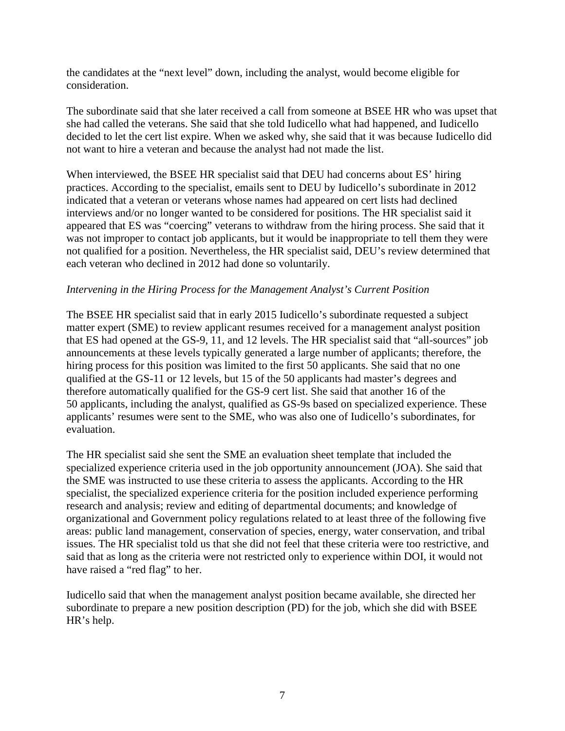the candidates at the "next level" down, including the analyst, would become eligible for consideration.

The subordinate said that she later received a call from someone at BSEE HR who was upset that she had called the veterans. She said that she told Iudicello what had happened, and Iudicello decided to let the cert list expire. When we asked why, she said that it was because Iudicello did not want to hire a veteran and because the analyst had not made the list.

When interviewed, the BSEE HR specialist said that DEU had concerns about ES' hiring practices. According to the specialist, emails sent to DEU by Iudicello's subordinate in 2012 indicated that a veteran or veterans whose names had appeared on cert lists had declined interviews and/or no longer wanted to be considered for positions. The HR specialist said it appeared that ES was "coercing" veterans to withdraw from the hiring process. She said that it was not improper to contact job applicants, but it would be inappropriate to tell them they were not qualified for a position. Nevertheless, the HR specialist said, DEU's review determined that each veteran who declined in 2012 had done so voluntarily.

*Intervening in the Hiring Process for the Management Analyst's Current Position*

The BSEE HR specialist said that in early 2015 Iudicello's subordinate requested a subject matter expert (SME) to review applicant resumes received for a management analyst position that ES had opened at the GS-9, 11, and 12 levels. The HR specialist said that "all-sources" job announcements at these levels typically generated a large number of applicants; therefore, the hiring process for this position was limited to the first 50 applicants. She said that no one qualified at the GS-11 or 12 levels, but 15 of the 50 applicants had master's degrees and therefore automatically qualified for the GS-9 cert list. She said that another 16 of the 50 applicants, including the analyst, qualified as GS-9s based on specialized experience. These applicants' resumes were sent to the SME, who was also one of Iudicello's subordinates, for evaluation.

The HR specialist said she sent the SME an evaluation sheet template that included the specialized experience criteria used in the job opportunity announcement (JOA). She said that the SME was instructed to use these criteria to assess the applicants. According to the HR specialist, the specialized experience criteria for the position included experience performing research and analysis; review and editing of departmental documents; and knowledge of organizational and Government policy regulations related to at least three of the following five areas: public land management, conservation of species, energy, water conservation, and tribal issues. The HR specialist told us that she did not feel that these criteria were too restrictive, and said that as long as the criteria were not restricted only to experience within DOI, it would not have raised a "red flag" to her.

Iudicello said that when the management analyst position became available, she directed her subordinate to prepare a new position description (PD) for the job, which she did with BSEE HR's help.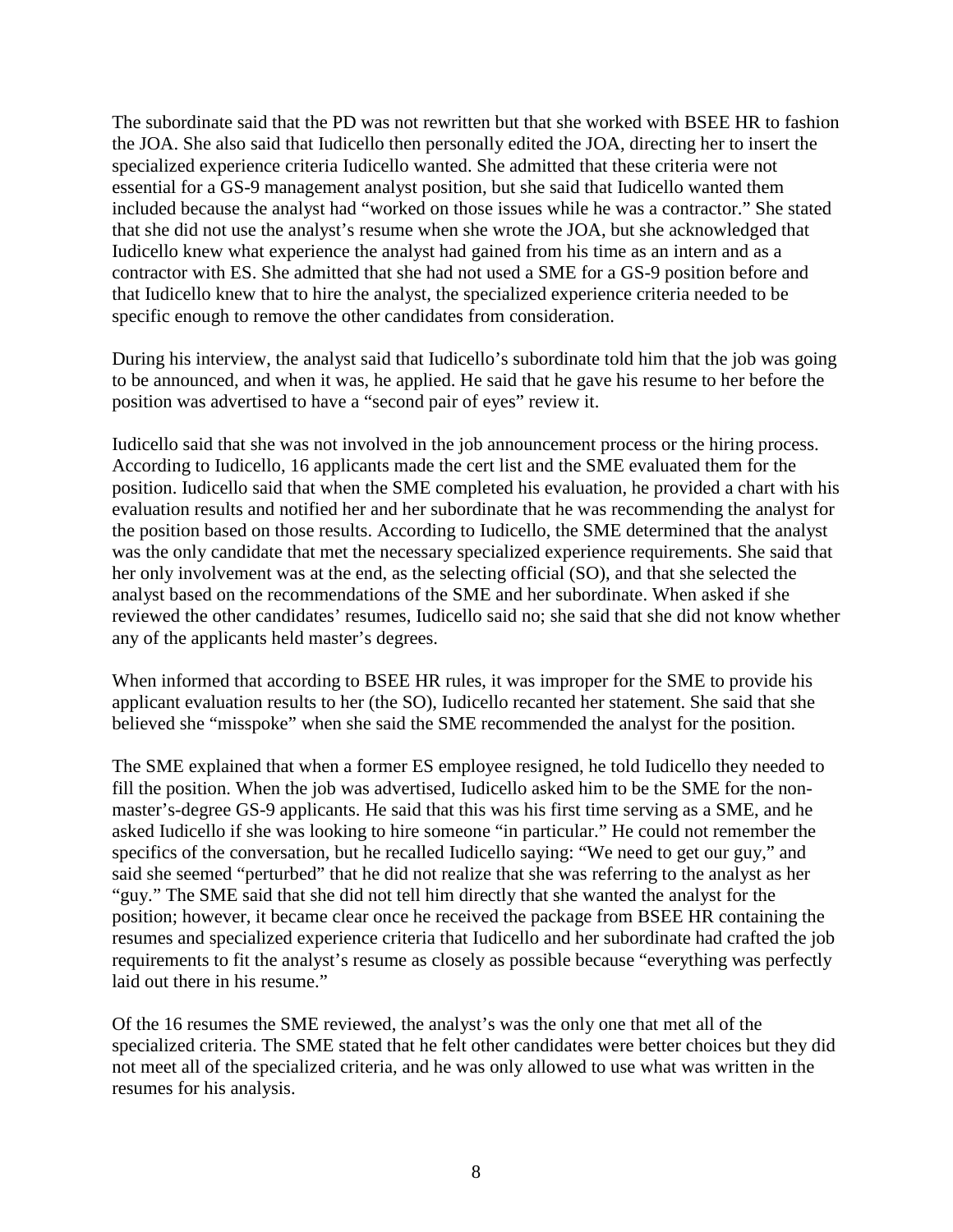The subordinate said that the PD was not rewritten but that she worked with BSEE HR to fashion the JOA. She also said that Iudicello then personally edited the JOA, directing her to insert the specialized experience criteria Iudicello wanted. She admitted that these criteria were not essential for a GS-9 management analyst position, but she said that Iudicello wanted them included because the analyst had "worked on those issues while he was a contractor." She stated that she did not use the analyst's resume when she wrote the JOA, but she acknowledged that Iudicello knew what experience the analyst had gained from his time as an intern and as a contractor with ES. She admitted that she had not used a SME for a GS-9 position before and that Iudicello knew that to hire the analyst, the specialized experience criteria needed to be specific enough to remove the other candidates from consideration.

During his interview, the analyst said that Iudicello's subordinate told him that the job was going to be announced, and when it was, he applied. He said that he gave his resume to her before the position was advertised to have a "second pair of eyes" review it.

Iudicello said that she was not involved in the job announcement process or the hiring process. According to Iudicello, 16 applicants made the cert list and the SME evaluated them for the position. Iudicello said that when the SME completed his evaluation, he provided a chart with his evaluation results and notified her and her subordinate that he was recommending the analyst for the position based on those results. According to Iudicello, the SME determined that the analyst was the only candidate that met the necessary specialized experience requirements. She said that her only involvement was at the end, as the selecting official (SO), and that she selected the analyst based on the recommendations of the SME and her subordinate. When asked if she reviewed the other candidates' resumes, Iudicello said no; she said that she did not know whether any of the applicants held master's degrees.

When informed that according to BSEE HR rules, it was improper for the SME to provide his applicant evaluation results to her (the SO), Iudicello recanted her statement. She said that she believed she "misspoke" when she said the SME recommended the analyst for the position.

The SME explained that when a former ES employee resigned, he told Iudicello they needed to fill the position. When the job was advertised, Iudicello asked him to be the SME for the non-master's-degree GS-9 applicants. He said that this was his first time serving as a SME, and he asked Iudicello if she was looking to hire someone "in particular." He could not remember the specifics of the conversation, but he recalled Iudicello saying: "We need to get our guy," and said she seemed "perturbed" that he did not realize that she was referring to the analyst as her "guy." The SME said that she did not tell him directly that she wanted the analyst for the position; however, it became clear once he received the package from BSEE HR containing the resumes and specialized experience criteria that Iudicello and her subordinate had crafted the job requirements to fit the analyst's resume as closely as possible because "everything was perfectly laid out there in his resume."

Of the 16 resumes the SME reviewed, the analyst's was the only one that met all of the specialized criteria. The SME stated that he felt other candidates were better choices but they did not meet all of the specialized criteria, and he was only allowed to use what was written in the resumes for his analysis.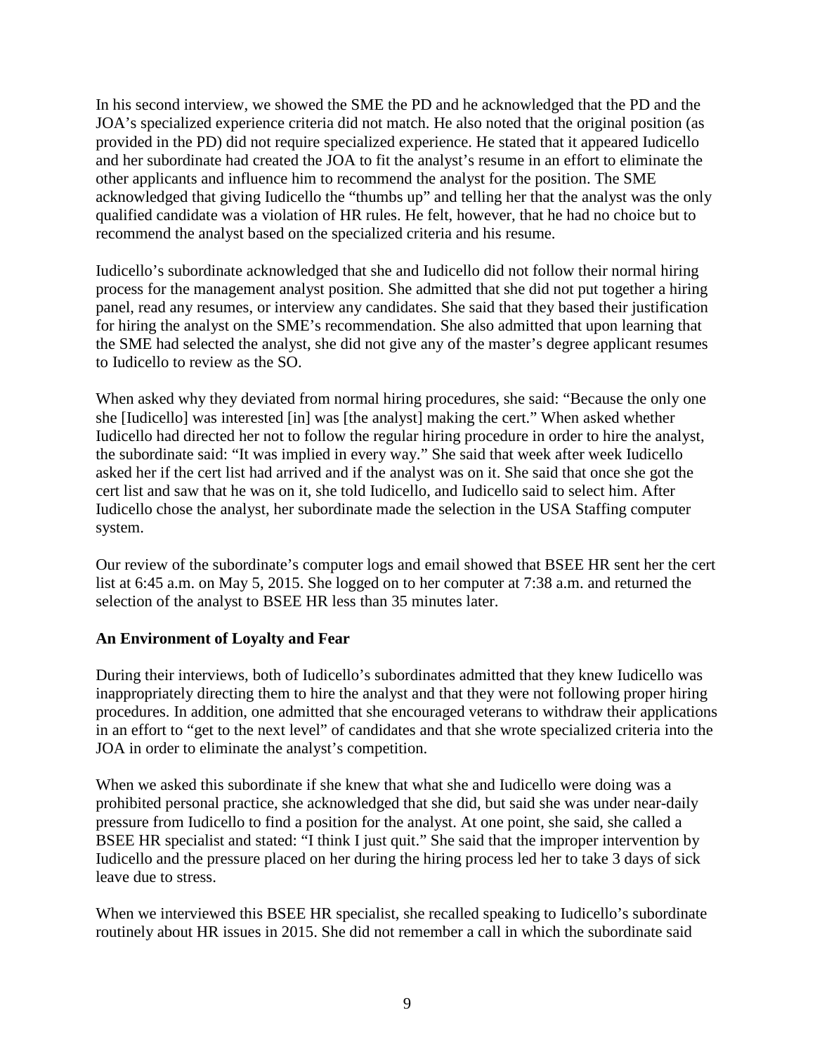In his second interview, we showed the SME the PD and he acknowledged that the PD and the JOA's specialized experience criteria did not match. He also noted that the original position (as provided in the PD) did not require specialized experience. He stated that it appeared Iudicello and her subordinate had created the JOA to fit the analyst's resume in an effort to eliminate the other applicants and influence him to recommend the analyst for the position. The SME acknowledged that giving Iudicello the "thumbs up" and telling her that the analyst was the only qualified candidate was a violation of HR rules. He felt, however, that he had no choice but to recommend the analyst based on the specialized criteria and his resume.

Iudicello's subordinate acknowledged that she and Iudicello did not follow their normal hiring process for the management analyst position. She admitted that she did not put together a hiring panel, read any resumes, or interview any candidates. She said that they based their justification for hiring the analyst on the SME's recommendation. She also admitted that upon learning that the SME had selected the analyst, she did not give any of the master's degree applicant resumes to Iudicello to review as the SO.

When asked why they deviated from normal hiring procedures, she said: "Because the only one she [Iudicello] was interested [in] was [the analyst] making the cert." When asked whether Iudicello had directed her not to follow the regular hiring procedure in order to hire the analyst, the subordinate said: "It was implied in every way." She said that week after week Iudicello asked her if the cert list had arrived and if the analyst was on it. She said that once she got the cert list and saw that he was on it, she told Iudicello, and Iudicello said to select him. After Iudicello chose the analyst, her subordinate made the selection in the USA Staffing computer system.

Our review of the subordinate's computer logs and email showed that BSEE HR sent her the cert list at 6:45 a.m. on May 5, 2015. She logged on to her computer at 7:38 a.m. and returned the selection of the analyst to BSEE HR less than 35 minutes later.

### An Environment of Loyalty and Fear

During their interviews, both of Iudicello's subordinates admitted that they knew Iudicello was inappropriately directing them to hire the analyst and that they were not following proper hiring procedures. In addition, one admitted that she encouraged veterans to withdraw their applications in an effort to "get to the next level" of candidates and that she wrote specialized criteria into the JOA in order to eliminate the analyst's competition.

When we asked this subordinate if she knew that what she and Iudicello were doing was a prohibited personal practice, she acknowledged that she did, but said she was under near-daily pressure from Iudicello to find a position for the analyst. At one point, she said, she called a BSEE HR specialist and stated: "I think I just quit." She said that the improper intervention by Iudicello and the pressure placed on her during the hiring process led her to take 3 days of sick leave due to stress.

When we interviewed this BSEE HR specialist, she recalled speaking to Iudicello's subordinate routinely about HR issues in 2015. She did not remember a call in which the subordinate said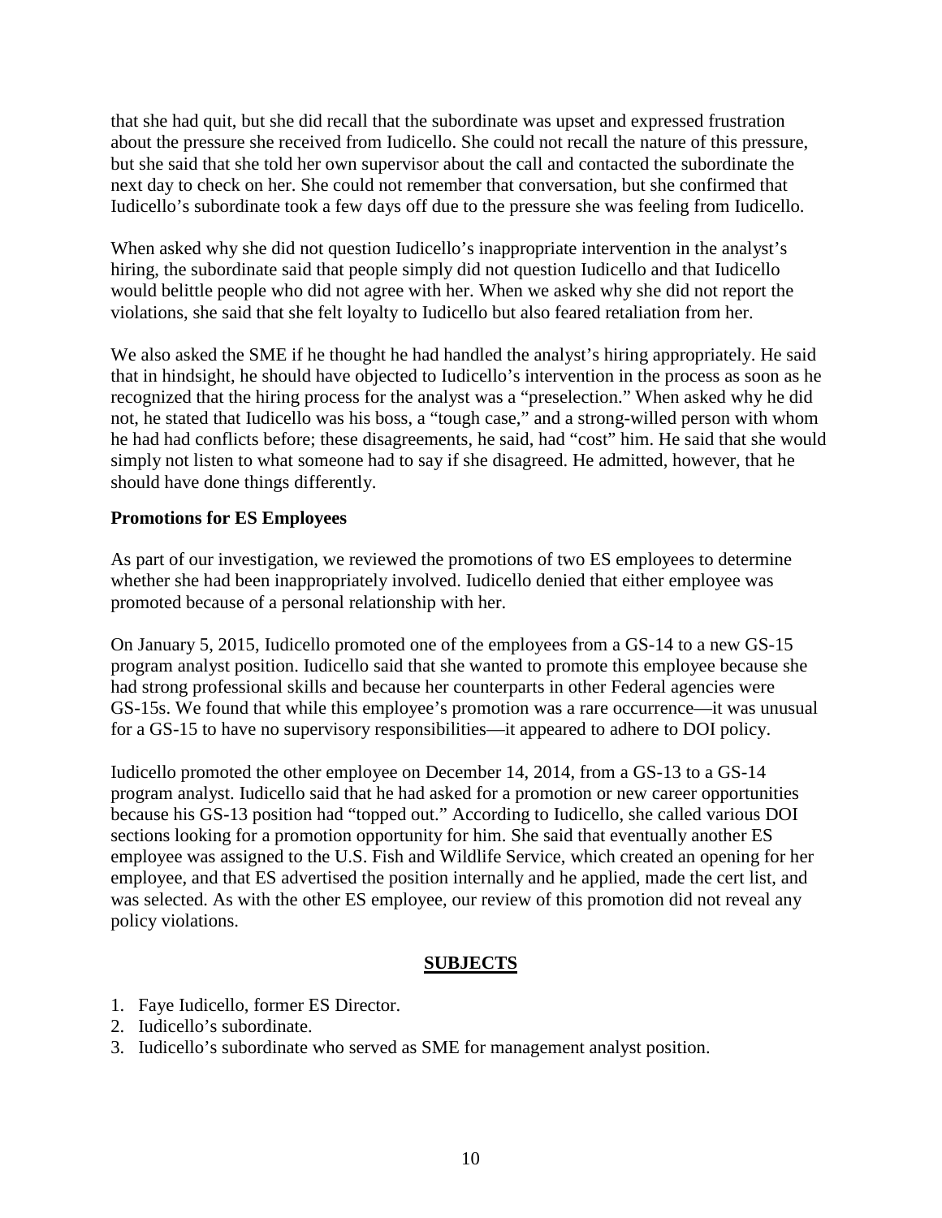that she had quit, but she did recall that the subordinate was upset and expressed frustration about the pressure she received from Iudicello. She could not recall the nature of this pressure, but she said that she told her own supervisor about the call and contacted the subordinate the next day to check on her. She could not remember that conversation, but she confirmed that Iudicello's subordinate took a few days off due to the pressure she was feeling from Iudicello.

When asked why she did not question Iudicello's inappropriate intervention in the analyst's hiring, the subordinate said that people simply did not question Iudicello and that Iudicello would belittle people who did not agree with her. When we asked why she did not report the violations, she said that she felt loyalty to Iudicello but also feared retaliation from her.

We also asked the SME if he thought he had handled the analyst's hiring appropriately. He said that in hindsight, he should have objected to Iudicello's intervention in the process as soon as he recognized that the hiring process for the analyst was a "preselection." When asked why he did not, he stated that Iudicello was his boss, a "tough case," and a strong-willed person with whom he had had conflicts before; these disagreements, he said, had "cost" him. He said that she would simply not listen to what someone had to say if she disagreed. He admitted, however, that he should have done things differently.

**Promotions for ES Employees**

As part of our investigation, we reviewed the promotions of two ES employees to determine whether she had been inappropriately involved. Iudicello denied that either employee was promoted because of a personal relationship with her.

On January 5, 2015, Iudicello promoted one of the employees from a GS-14 to a new GS-15 program analyst position. Iudicello said that she wanted to promote this employee because she had strong professional skills and because her counterparts in other Federal agencies were GS-15s. We found that while this employee's promotion was a rare occurrence—it was unusual for a GS-15 to have no supervisory responsibilities—it appeared to adhere to DOI policy.

Iudicello promoted the other employee on December 14, 2014, from a GS-13 to a GS-14 program analyst. Iudicello said that he had asked for a promotion or new career opportunities because his GS-13 position had "topped out." According to Iudicello, she called various DOI sections looking for a promotion opportunity for him. She said that eventually another ES employee was assigned to the U.S. Fish and Wildlife Service, which created an opening for her employee, and that ES advertised the position internally and he applied, made the cert list, and was selected. As with the other ES employee, our review of this promotion did not reveal any policy violations.

## SUBJECTS

1. Faye Iudicello, former ES Director.
2. Iudicello's subordinate.
3. Iudicello's subordinate who served as SME for management analyst position.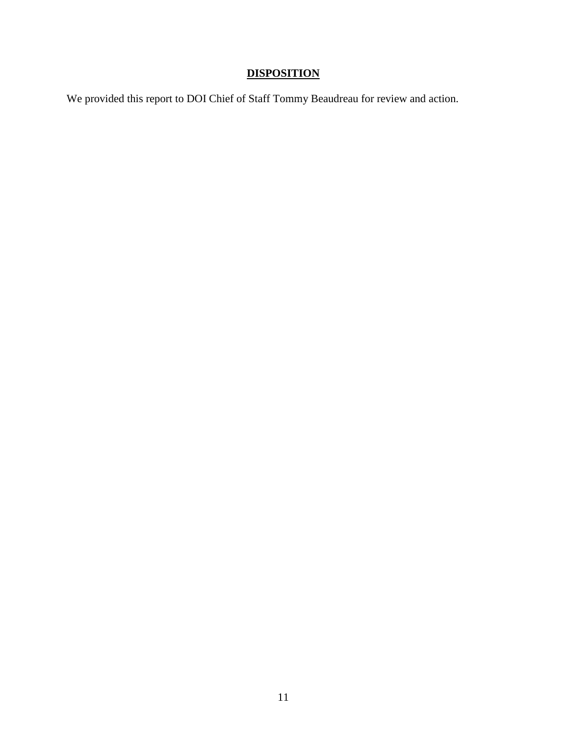## DISPOSITION

We provided this report to DOI Chief of Staff Tommy Beaudreau for review and action.